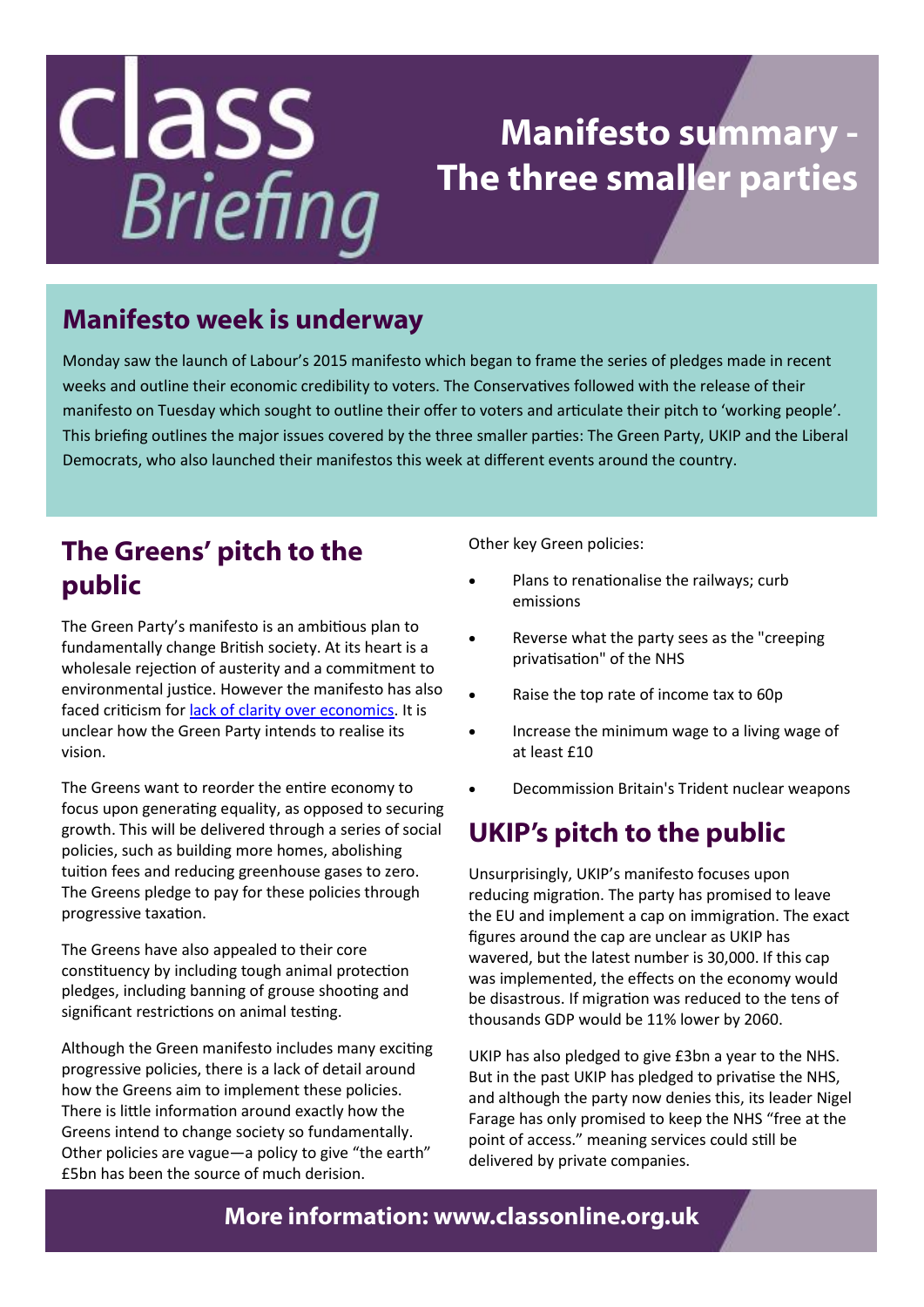# class Briefing

# Manifesto summary - The three smaller parties

## Manifesto week is underway

Monday saw the launch of Labour's 2015 manifesto which began to frame the series of pledges made in recent weeks and outline their economic credibility to voters. The Conservatives followed with the release of their manifesto on Tuesday which sought to outline their offer to voters and articulate their pitch to 'working people'. This briefing outlines the major issues covered by the three smaller parties: The Green Party, UKIP and the Liberal Democrats, who also launched their manifestos this week at different events around the country.

## The Greens' pitch to the public

The Green Party's manifesto is an ambitious plan to fundamentally change British society. At its heart is a wholesale rejection of austerity and a commitment to environmental justice. However the manifesto has also faced criticism for lack of clarity over economics. It is unclear how the Green Party intends to realise its vision.

The Greens want to reorder the entire economy to focus upon generating equality, as opposed to securing growth. This will be delivered through a series of social policies, such as building more homes, abolishing tuition fees and reducing greenhouse gases to zero. The Greens pledge to pay for these policies through progressive taxation.

The Greens have also appealed to their core constituency by including tough animal protection pledges, including banning of grouse shooting and significant restrictions on animal testing.

Although the Green manifesto includes many exciting progressive policies, there is a lack of detail around how the Greens aim to implement these policies. There is little information around exactly how the Greens intend to change society so fundamentally. Other policies are vague—a policy to give "the earth" £5bn has been the source of much derision.

Other key Green policies:

- Plans to renationalise the railways; curb emissions
- Reverse what the party sees as the "creeping privatisation" of the NHS
- Raise the top rate of income tax to 60p
- Increase the minimum wage to a living wage of at least £10
- Decommission Britain's Trident nuclear weapons

## UKIP's pitch to the public

Unsurprisingly, UKIP's manifesto focuses upon reducing migration. The party has promised to leave the EU and implement a cap on immigration. The exact figures around the cap are unclear as UKIP has wavered, but the latest number is 30,000. If this cap was implemented, the effects on the economy would be disastrous. If migration was reduced to the tens of thousands GDP would be 11% lower by 2060.

UKIP has also pledged to give £3bn a year to the NHS. But in the past UKIP has pledged to privatise the NHS, and although the party now denies this, its leader Nigel Farage has only promised to keep the NHS "free at the point of access." meaning services could still be delivered by private companies.

**More information: www.classonline.org.uk**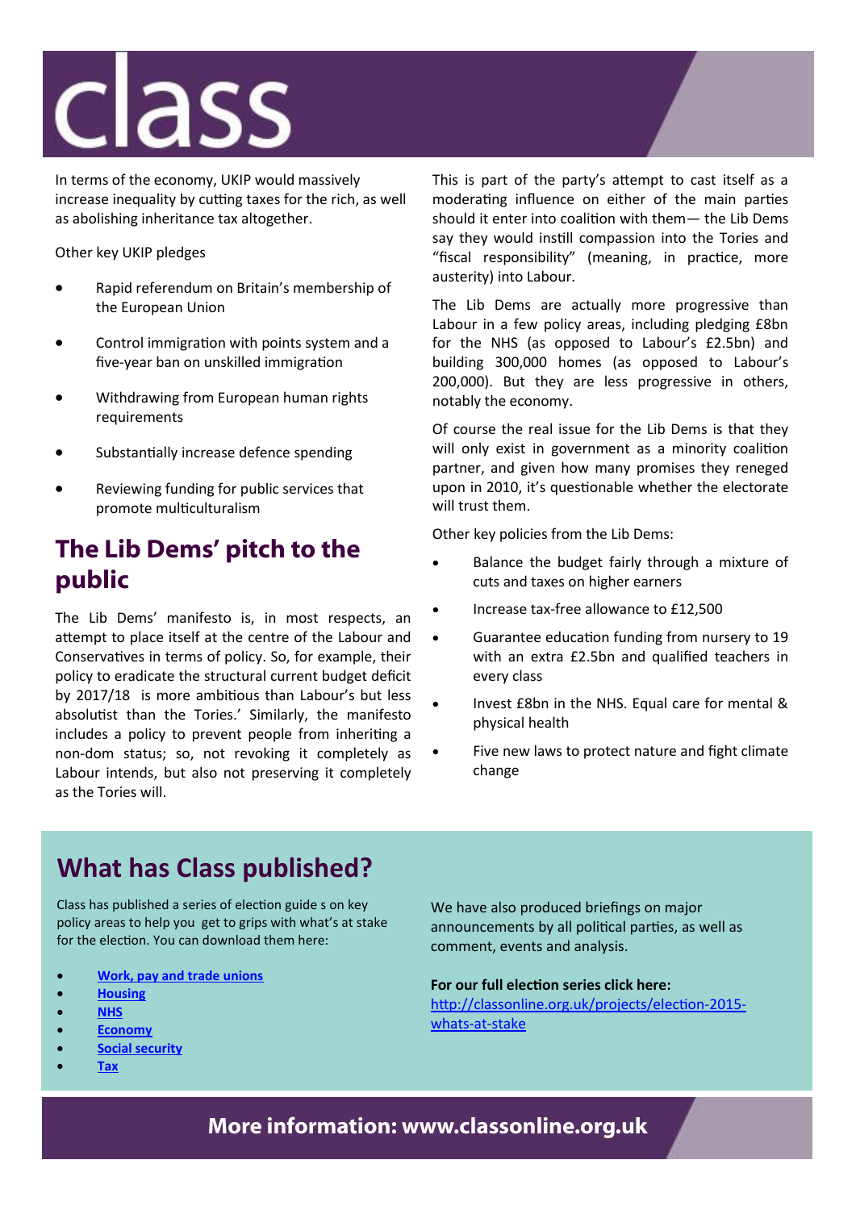In terms of the economy, UKIP would massively increase inequality by cutting taxes for the rich, as well as abolishing inheritance tax altogether.

Other key UKIP pledges

- Rapid referendum on Britain's membership of the European Union
- Control immigration with points system and a five-year ban on unskilled immigration
- Withdrawing from European human rights requirements
- Substantially increase defence spending
- Reviewing funding for public services that promote multiculturalism

## The Lib Dems' pitch to the public

The Lib Dems' manifesto is, in most respects, an attempt to place itself at the centre of the Labour and Conservatives in terms of policy. So, for example, their policy to eradicate the structural current budget deficit by 2017/18 is more ambitious than Labour's but less absolutist than the Tories.' Similarly, the manifesto includes a policy to prevent people from inheriting a non-dom status; so, not revoking it completely as Labour intends, but also not preserving it completely as the Tories will.

This is part of the party's attempt to cast itself as a moderating influence on either of the main parties should it enter into coalition with them— the Lib Dems say they would instill compassion into the Tories and "fiscal responsibility" (meaning, in practice, more austerity) into Labour.

The Lib Dems are actually more progressive than Labour in a few policy areas, including pledging £8bn for the NHS (as opposed to Labour's £2.5bn) and building 300,000 homes (as opposed to Labour's 200,000). But they are less progressive in others, notably the economy.

Of course the real issue for the Lib Dems is that they will only exist in government as a minority coalition partner, and given how many promises they reneged upon in 2010, it's questionable whether the electorate will trust them.

Other key policies from the Lib Dems:

- Balance the budget fairly through a mixture of cuts and taxes on higher earners
- Increase tax-free allowance to £12,500
- Guarantee education funding from nursery to 19 with an extra £2.5bn and qualified teachers in every class
- Invest £8bn in the NHS. Equal care for mental & physical health
- Five new laws to protect nature and fight climate change

## What has Class published?

Class has published a series of election guide s on key policy areas to help you get to grips with what's at stake for the election. You can download them here:

- Work, pay and trade unions
- Housing
- NHS
- Economy
- Social security
- Tax

We have also produced briefings on major announcements by all political parties, as well as comment, events and analysis.

**For our full election series click here:**
http://classonline.org.uk/projects/election-2015-whats-at-stake

**More information: www.classonline.org.uk**